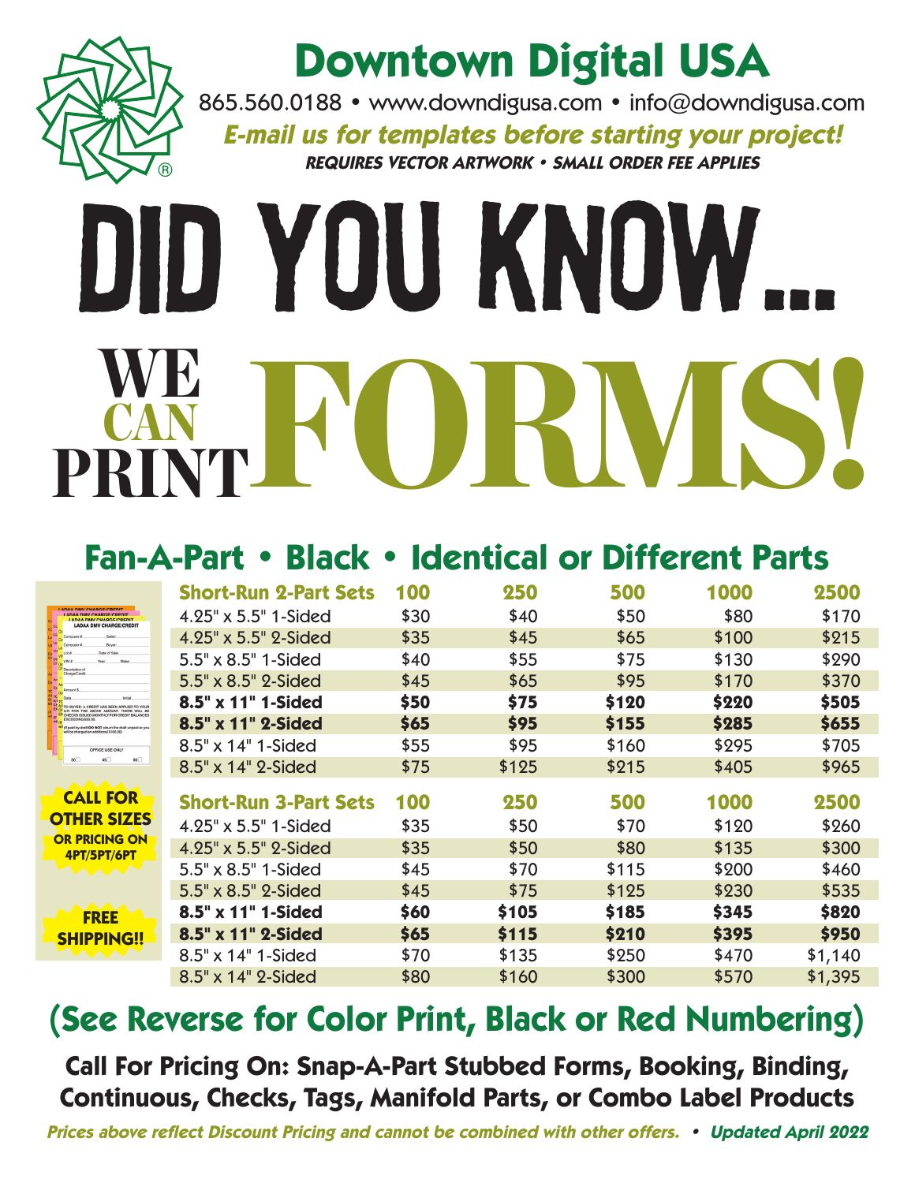# Downtown Digital USA

865.560.0188 • www.downdigusa.com • info@downdigusa.com

***E-mail us for templates before starting your project!***

***REQUIRES VECTOR ARTWORK • SMALL ORDER FEE APPLIES***

# DID YOU KNOW...

# WE CAN PRINT FORMS!

## Fan-A-Part • Black • Identical or Different Parts

| Short-Run 2-Part Sets | 100 | 250 | 500 | 1000 | 2500 |
|---|---|---|---|---|---|
| 4.25" x 5.5" 1-Sided | $30 | $40 | $50 | $80 | $170 |
| 4.25" x 5.5" 2-Sided | $35 | $45 | $65 | $100 | $215 |
| 5.5" x 8.5" 1-Sided | $40 | $55 | $75 | $130 | $290 |
| 5.5" x 8.5" 2-Sided | $45 | $65 | $95 | $170 | $370 |
| **8.5" x 11" 1-Sided** | **$50** | **$75** | **$120** | **$220** | **$505** |
| **8.5" x 11" 2-Sided** | **$65** | **$95** | **$155** | **$285** | **$655** |
| 8.5" x 14" 1-Sided | $55 | $95 | $160 | $295 | $705 |
| 8.5" x 14" 2-Sided | $75 | $125 | $215 | $405 | $965 |

| Short-Run 3-Part Sets | 100 | 250 | 500 | 1000 | 2500 |
|---|---|---|---|---|---|
| 4.25" x 5.5" 1-Sided | $35 | $50 | $70 | $120 | $260 |
| 4.25" x 5.5" 2-Sided | $35 | $50 | $80 | $135 | $300 |
| 5.5" x 8.5" 1-Sided | $45 | $70 | $115 | $200 | $460 |
| 5.5" x 8.5" 2-Sided | $45 | $75 | $125 | $230 | $535 |
| **8.5" x 11" 1-Sided** | **$60** | **$105** | **$185** | **$345** | **$820** |
| **8.5" x 11" 2-Sided** | **$65** | **$115** | **$210** | **$395** | **$950** |
| 8.5" x 14" 1-Sided | $70 | $135 | $250 | $470 | $1,140 |
| 8.5" x 14" 2-Sided | $80 | $160 | $300 | $570 | $1,395 |

**CALL FOR OTHER SIZES OR PRICING ON 4PT/5PT/6PT**

**FREE SHIPPING!!**

## (See Reverse for Color Print, Black or Red Numbering)

**Call For Pricing On: Snap-A-Part Stubbed Forms, Booking, Binding, Continuous, Checks, Tags, Manifold Parts, or Combo Label Products**

***Prices above reflect Discount Pricing and cannot be combined with other offers. • Updated April 2022***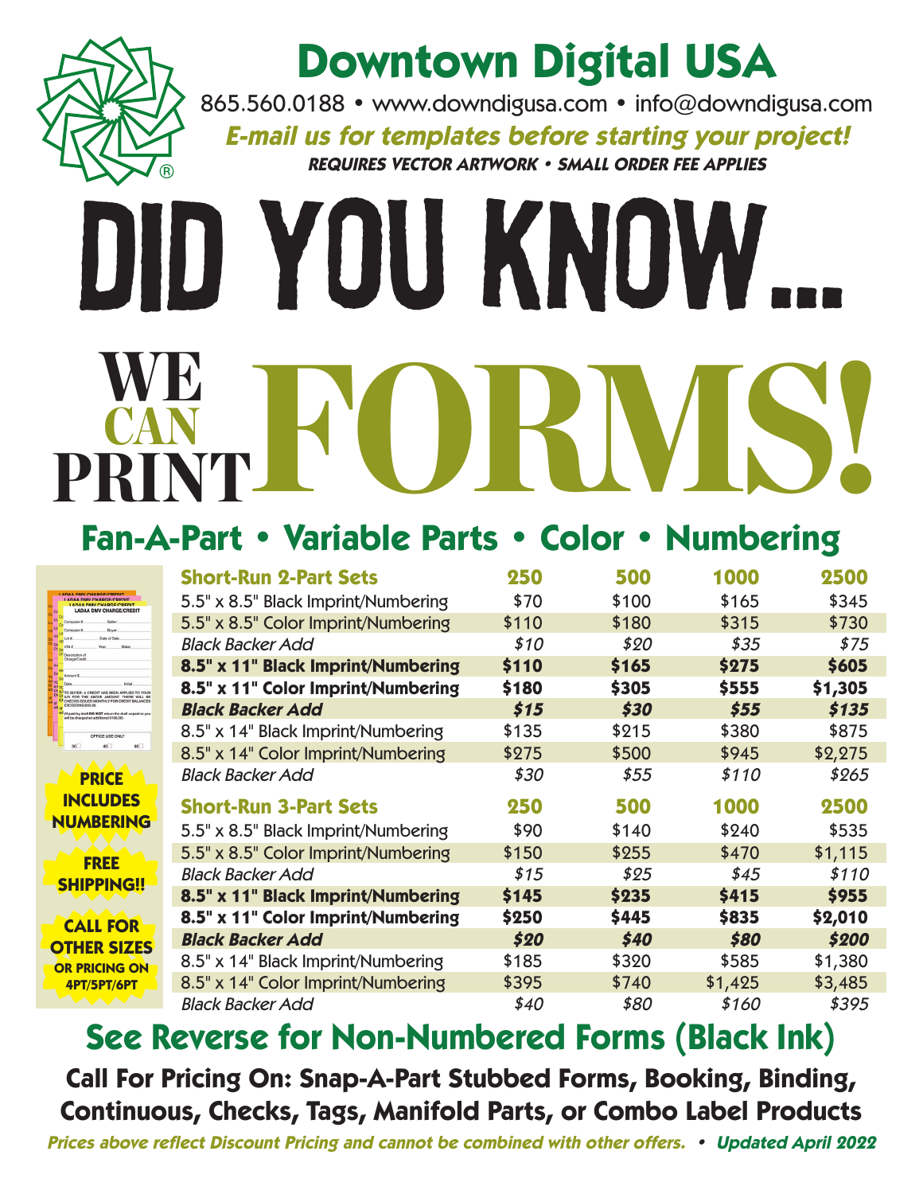# Downtown Digital USA

865.560.0188 • www.downdigusa.com • info@downdigusa.com

***E-mail us for templates before starting your project!***

***REQUIRES VECTOR ARTWORK • SMALL ORDER FEE APPLIES***

# DID YOU KNOW...

# WE CAN PRINT FORMS!

## Fan-A-Part • Variable Parts • Color • Numbering

| Short-Run 2-Part Sets | 250 | 500 | 1000 | 2500 |
|---|---|---|---|---|
| 5.5" x 8.5" Black Imprint/Numbering | $70 | $100 | $165 | $345 |
| 5.5" x 8.5" Color Imprint/Numbering | $110 | $180 | $315 | $730 |
| *Black Backer Add* | *$10* | *$20* | *$35* | *$75* |
| **8.5" x 11" Black Imprint/Numbering** | **$110** | **$165** | **$275** | **$605** |
| **8.5" x 11" Color Imprint/Numbering** | **$180** | **$305** | **$555** | **$1,305** |
| ***Black Backer Add*** | ***$15*** | ***$30*** | ***$55*** | ***$135*** |
| 8.5" x 14" Black Imprint/Numbering | $135 | $215 | $380 | $875 |
| 8.5" x 14" Color Imprint/Numbering | $275 | $500 | $945 | $2,275 |
| *Black Backer Add* | *$30* | *$55* | *$110* | *$265* |

| Short-Run 3-Part Sets | 250 | 500 | 1000 | 2500 |
|---|---|---|---|---|
| 5.5" x 8.5" Black Imprint/Numbering | $90 | $140 | $240 | $535 |
| 5.5" x 8.5" Color Imprint/Numbering | $150 | $255 | $470 | $1,115 |
| *Black Backer Add* | *$15* | *$25* | *$45* | *$110* |
| **8.5" x 11" Black Imprint/Numbering** | **$145** | **$235** | **$415** | **$955** |
| **8.5" x 11" Color Imprint/Numbering** | **$250** | **$445** | **$835** | **$2,010** |
| ***Black Backer Add*** | ***$20*** | ***$40*** | ***$80*** | ***$200*** |
| 8.5" x 14" Black Imprint/Numbering | $185 | $320 | $585 | $1,380 |
| 8.5" x 14" Color Imprint/Numbering | $395 | $740 | $1,425 | $3,485 |
| *Black Backer Add* | *$40* | *$80* | *$160* | *$395* |

**PRICE INCLUDES NUMBERING**

**FREE SHIPPING!!**

**CALL FOR OTHER SIZES OR PRICING ON 4PT/5PT/6PT**

## See Reverse for Non-Numbered Forms (Black Ink)

**Call For Pricing On: Snap-A-Part Stubbed Forms, Booking, Binding, Continuous, Checks, Tags, Manifold Parts, or Combo Label Products**

***Prices above reflect Discount Pricing and cannot be combined with other offers. • Updated April 2022***